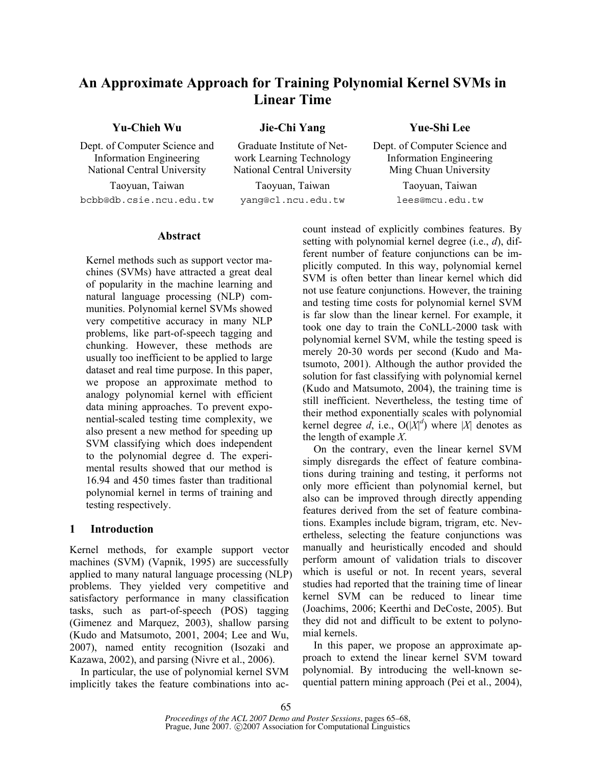# An Approximate Approach for Training Polynomial Kernel SVMs in Linear Time

**Yu-Chieh Wu**
Dept. of Computer Science and Information Engineering
National Central University
Taoyuan, Taiwan
bcbb@db.csie.ncu.edu.tw

**Jie-Chi Yang**
Graduate Institute of Network Learning Technology
National Central University
Taoyuan, Taiwan
yang@cl.ncu.edu.tw

**Yue-Shi Lee**
Dept. of Computer Science and Information Engineering
Ming Chuan University
Taoyuan, Taiwan
lees@mcu.edu.tw

## Abstract

Kernel methods such as support vector machines (SVMs) have attracted a great deal of popularity in the machine learning and natural language processing (NLP) communities. Polynomial kernel SVMs showed very competitive accuracy in many NLP problems, like part-of-speech tagging and chunking. However, these methods are usually too inefficient to be applied to large dataset and real time purpose. In this paper, we propose an approximate method to analogy polynomial kernel with efficient data mining approaches. To prevent exponential-scaled testing time complexity, we also present a new method for speeding up SVM classifying which does independent to the polynomial degree d. The experimental results showed that our method is 16.94 and 450 times faster than traditional polynomial kernel in terms of training and testing respectively.

## 1 Introduction

Kernel methods, for example support vector machines (SVM) (Vapnik, 1995) are successfully applied to many natural language processing (NLP) problems. They yielded very competitive and satisfactory performance in many classification tasks, such as part-of-speech (POS) tagging (Gimenez and Marquez, 2003), shallow parsing (Kudo and Matsumoto, 2001, 2004; Lee and Wu, 2007), named entity recognition (Isozaki and Kazawa, 2002), and parsing (Nivre et al., 2006).

In particular, the use of polynomial kernel SVM implicitly takes the feature combinations into account instead of explicitly combines features. By setting with polynomial kernel degree (i.e., *d*), different number of feature conjunctions can be implicitly computed. In this way, polynomial kernel SVM is often better than linear kernel which did not use feature conjunctions. However, the training and testing time costs for polynomial kernel SVM is far slow than the linear kernel. For example, it took one day to train the CoNLL-2000 task with polynomial kernel SVM, while the testing speed is merely 20-30 words per second (Kudo and Matsumoto, 2001). Although the author provided the solution for fast classifying with polynomial kernel (Kudo and Matsumoto, 2004), the training time is still inefficient. Nevertheless, the testing time of their method exponentially scales with polynomial kernel degree *d*, i.e., $O(|X|^d)$ where $|X|$ denotes as the length of example *X*.

On the contrary, even the linear kernel SVM simply disregards the effect of feature combinations during training and testing, it performs not only more efficient than polynomial kernel, but also can be improved through directly appending features derived from the set of feature combinations. Examples include bigram, trigram, etc. Nevertheless, selecting the feature conjunctions was manually and heuristically encoded and should perform amount of validation trials to discover which is useful or not. In recent years, several studies had reported that the training time of linear kernel SVM can be reduced to linear time (Joachims, 2006; Keerthi and DeCoste, 2005). But they did not and difficult to be extent to polynomial kernels.

In this paper, we propose an approximate approach to extend the linear kernel SVM toward polynomial. By introducing the well-known sequential pattern mining approach (Pei et al., 2004),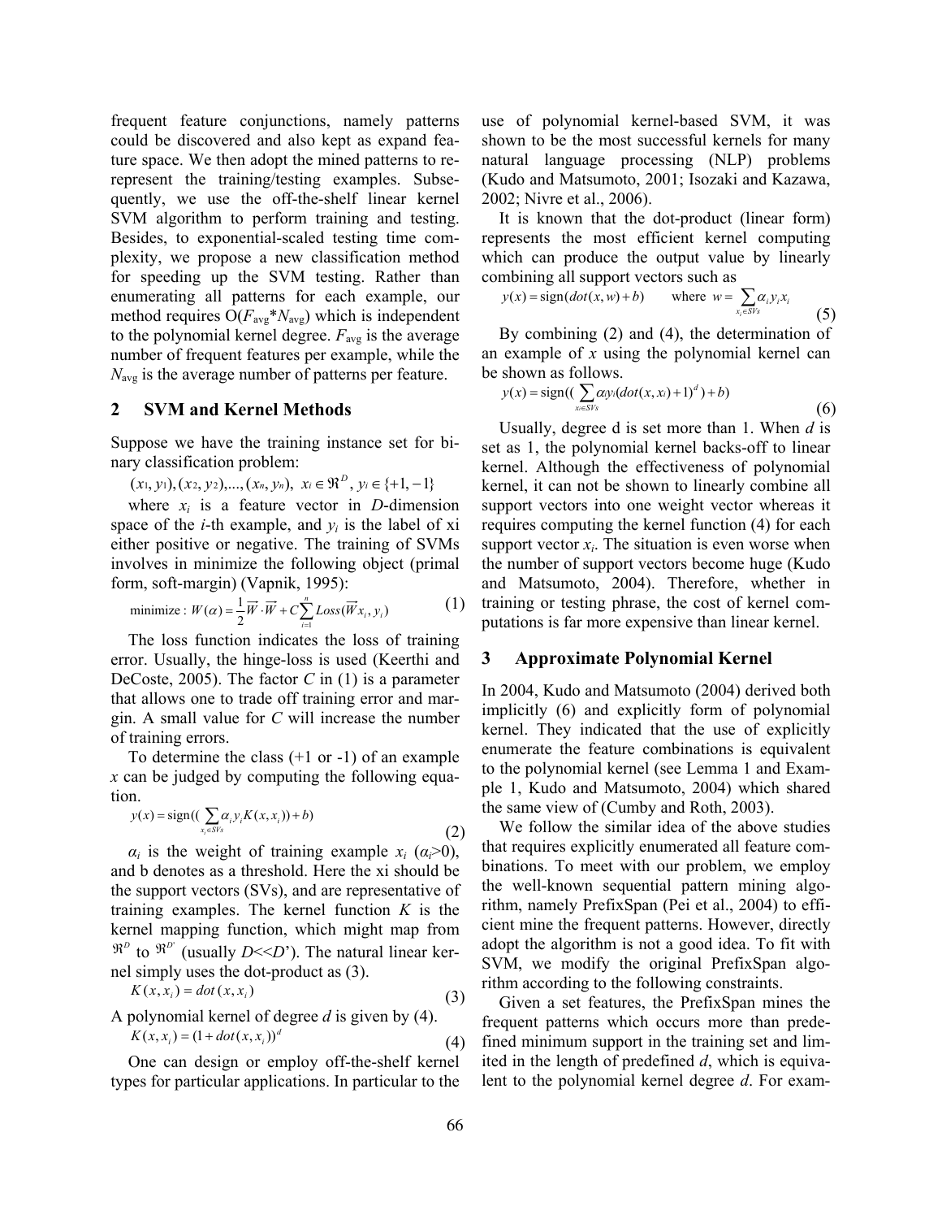frequent feature conjunctions, namely patterns could be discovered and also kept as expand feature space. We then adopt the mined patterns to re-represent the training/testing examples. Subsequently, we use the off-the-shelf linear kernel SVM algorithm to perform training and testing. Besides, to exponential-scaled testing time complexity, we propose a new classification method for speeding up the SVM testing. Rather than enumerating all patterns for each example, our method requires O($F_{avg}$*$N_{avg}$) which is independent to the polynomial kernel degree. $F_{avg}$ is the average number of frequent features per example, while the $N_{avg}$ is the average number of patterns per feature.

## 2 SVM and Kernel Methods

Suppose we have the training instance set for binary classification problem:

$$(x_1, y_1), (x_2, y_2), ..., (x_n, y_n),\ x_i \in \Re^D,\ y_i \in \{+1, -1\}$$

where $x_i$ is a feature vector in $D$-dimension space of the $i$-th example, and $y_i$ is the label of xi either positive or negative. The training of SVMs involves in minimize the following object (primal form, soft-margin) (Vapnik, 1995):

$$\text{minimize} : W(\alpha) = \frac{1}{2}\vec{W} \cdot \vec{W} + C\sum_{i=1}^{n} Loss(\vec{W}x_i, y_i) \tag{1}$$

The loss function indicates the loss of training error. Usually, the hinge-loss is used (Keerthi and DeCoste, 2005). The factor $C$ in (1) is a parameter that allows one to trade off training error and margin. A small value for $C$ will increase the number of training errors.

To determine the class (+1 or -1) of an example $x$ can be judged by computing the following equation.

$$y(x) = \text{sign}((\sum_{x_i \in SVs} \alpha_i y_i K(x, x_i)) + b) \tag{2}$$

$\alpha_i$ is the weight of training example $x_i$ ($\alpha_i$>0), and b denotes as a threshold. Here the xi should be the support vectors (SVs), and are representative of training examples. The kernel function $K$ is the kernel mapping function, which might map from $\Re^D$ to $\Re^{D'}$ (usually $D$<<$D$'). The natural linear kernel simply uses the dot-product as (3).

$$K(x, x_i) = dot(x, x_i) \tag{3}$$

A polynomial kernel of degree $d$ is given by (4).

$$K(x, x_i) = (1 + dot(x, x_i))^d \tag{4}$$

One can design or employ off-the-shelf kernel types for particular applications. In particular to the use of polynomial kernel-based SVM, it was shown to be the most successful kernels for many natural language processing (NLP) problems (Kudo and Matsumoto, 2001; Isozaki and Kazawa, 2002; Nivre et al., 2006).

It is known that the dot-product (linear form) represents the most efficient kernel computing which can produce the output value by linearly combining all support vectors such as

$$y(x) = \text{sign}(dot(x, w) + b) \quad \text{where } w = \sum_{x_i \in SVs} \alpha_i y_i x_i \tag{5}$$

By combining (2) and (4), the determination of an example of $x$ using the polynomial kernel can be shown as follows.

$$y(x) = \text{sign}((\sum_{x_i \in SVs} \alpha_i y_i (dot(x, x_i) + 1)^d) + b) \tag{6}$$

Usually, degree d is set more than 1. When $d$ is set as 1, the polynomial kernel backs-off to linear kernel. Although the effectiveness of polynomial kernel, it can not be shown to linearly combine all support vectors into one weight vector whereas it requires computing the kernel function (4) for each support vector $x_i$. The situation is even worse when the number of support vectors become huge (Kudo and Matsumoto, 2004). Therefore, whether in training or testing phrase, the cost of kernel computations is far more expensive than linear kernel.

## 3 Approximate Polynomial Kernel

In 2004, Kudo and Matsumoto (2004) derived both implicitly (6) and explicitly form of polynomial kernel. They indicated that the use of explicitly enumerate the feature combinations is equivalent to the polynomial kernel (see Lemma 1 and Example 1, Kudo and Matsumoto, 2004) which shared the same view of (Cumby and Roth, 2003).

We follow the similar idea of the above studies that requires explicitly enumerated all feature combinations. To meet with our problem, we employ the well-known sequential pattern mining algorithm, namely PrefixSpan (Pei et al., 2004) to efficient mine the frequent patterns. However, directly adopt the algorithm is not a good idea. To fit with SVM, we modify the original PrefixSpan algorithm according to the following constraints.

Given a set features, the PrefixSpan mines the frequent patterns which occurs more than predefined minimum support in the training set and limited in the length of predefined $d$, which is equivalent to the polynomial kernel degree $d$. For exam-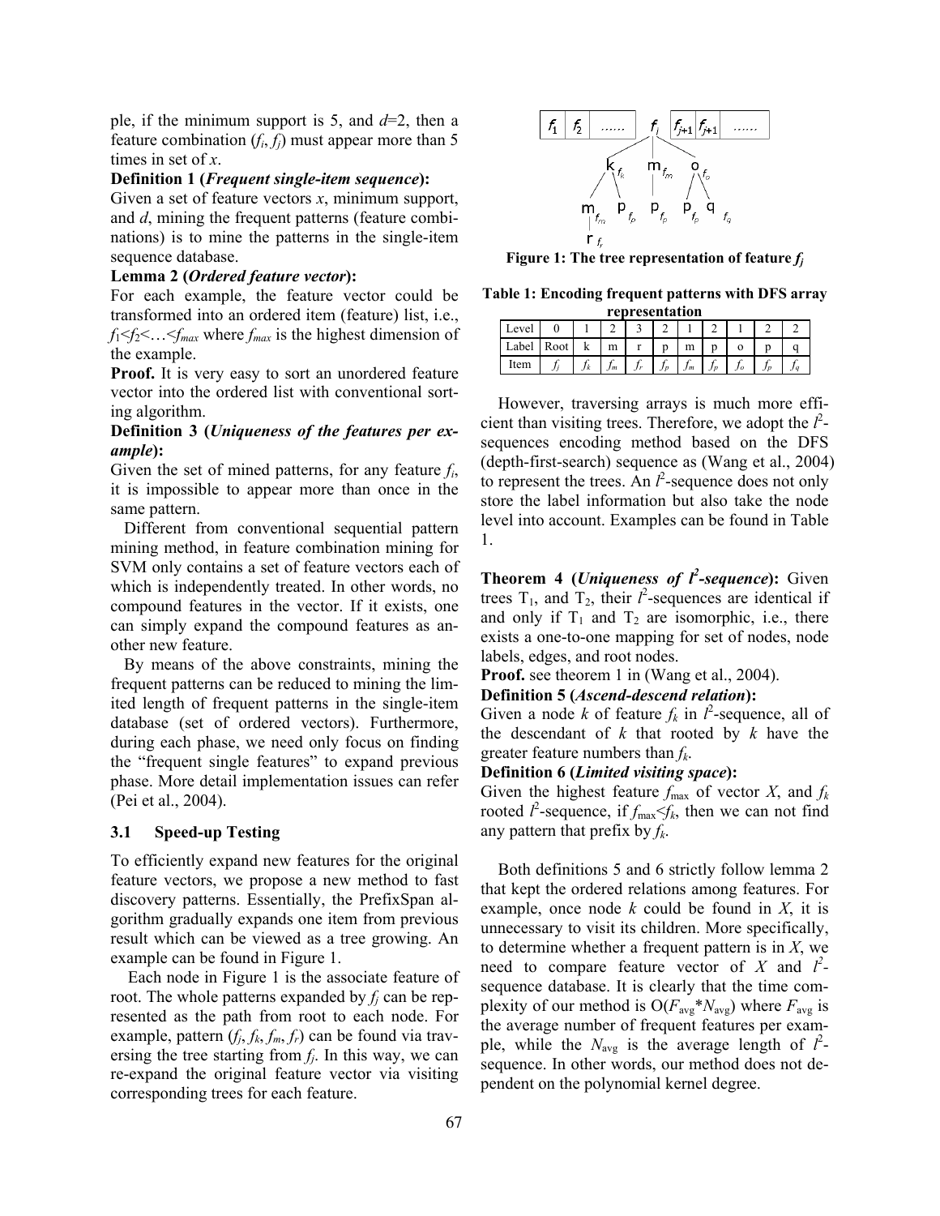ple, if the minimum support is 5, and $d$=2, then a feature combination ($f_i$, $f_j$) must appear more than 5 times in set of $x$.

**Definition 1 (*Frequent single-item sequence*):**
Given a set of feature vectors $x$, minimum support, and $d$, mining the frequent patterns (feature combinations) is to mine the patterns in the single-item sequence database.

**Lemma 2 (*Ordered feature vector*):**
For each example, the feature vector could be transformed into an ordered item (feature) list, i.e., $f_1 < f_2 < \ldots < f_{max}$ where $f_{max}$ is the highest dimension of the example.

**Proof.** It is very easy to sort an unordered feature vector into the ordered list with conventional sorting algorithm.

**Definition 3 (*Uniqueness of the features per example*):**
Given the set of mined patterns, for any feature $f_i$, it is impossible to appear more than once in the same pattern.

Different from conventional sequential pattern mining method, in feature combination mining for SVM only contains a set of feature vectors each of which is independently treated. In other words, no compound features in the vector. If it exists, one can simply expand the compound features as another new feature.

By means of the above constraints, mining the frequent patterns can be reduced to mining the limited length of frequent patterns in the single-item database (set of ordered vectors). Furthermore, during each phase, we need only focus on finding the "frequent single features" to expand previous phase. More detail implementation issues can refer (Pei et al., 2004).

### 3.1 Speed-up Testing

To efficiently expand new features for the original feature vectors, we propose a new method to fast discovery patterns. Essentially, the PrefixSpan algorithm gradually expands one item from previous result which can be viewed as a tree growing. An example can be found in Figure 1.

Each node in Figure 1 is the associate feature of root. The whole patterns expanded by $f_j$ can be represented as the path from root to each node. For example, pattern ($f_j$, $f_k$, $f_m$, $f_r$) can be found via traversing the tree starting from $f_j$. In this way, we can re-expand the original feature vector via visiting corresponding trees for each feature.

**Figure 1: The tree representation of feature $f_j$**

**Table 1: Encoding frequent patterns with DFS array representation**

| Level | 0 | 1 | 2 | 3 | 2 | 1 | 2 | 1 | 2 | 2 |
|---|---|---|---|---|---|---|---|---|---|---|
| Label | Root | k | m | r | p | m | p | o | p | q |
| Item | $f_j$ | $f_k$ | $f_m$ | $f_r$ | $f_p$ | $f_m$ | $f_p$ | $f_o$ | $f_p$ | $f_q$ |

However, traversing arrays is much more efficient than visiting trees. Therefore, we adopt the $l^2$-sequences encoding method based on the DFS (depth-first-search) sequence as (Wang et al., 2004) to represent the trees. An $l^2$-sequence does not only store the label information but also take the node level into account. Examples can be found in Table 1.

**Theorem 4 (*Uniqueness of $l^2$-sequence*):** Given trees $T_1$, and $T_2$, their $l^2$-sequences are identical if and only if $T_1$ and $T_2$ are isomorphic, i.e., there exists a one-to-one mapping for set of nodes, node labels, edges, and root nodes.

**Proof.** see theorem 1 in (Wang et al., 2004).

**Definition 5 (*Ascend-descend relation*):**
Given a node $k$ of feature $f_k$ in $l^2$-sequence, all of the descendant of $k$ that rooted by $k$ have the greater feature numbers than $f_k$.

**Definition 6 (*Limited visiting space*):**
Given the highest feature $f_{max}$ of vector $X$, and $f_k$ rooted $l^2$-sequence, if $f_{max} < f_k$, then we can not find any pattern that prefix by $f_k$.

Both definitions 5 and 6 strictly follow lemma 2 that kept the ordered relations among features. For example, once node $k$ could be found in $X$, it is unnecessary to visit its children. More specifically, to determine whether a frequent pattern is in $X$, we need to compare feature vector of $X$ and $l^2$-sequence database. It is clearly that the time complexity of our method is $O(F_{avg} * N_{avg})$ where $F_{avg}$ is the average number of frequent features per example, while the $N_{avg}$ is the average length of $l^2$-sequence. In other words, our method does not dependent on the polynomial kernel degree.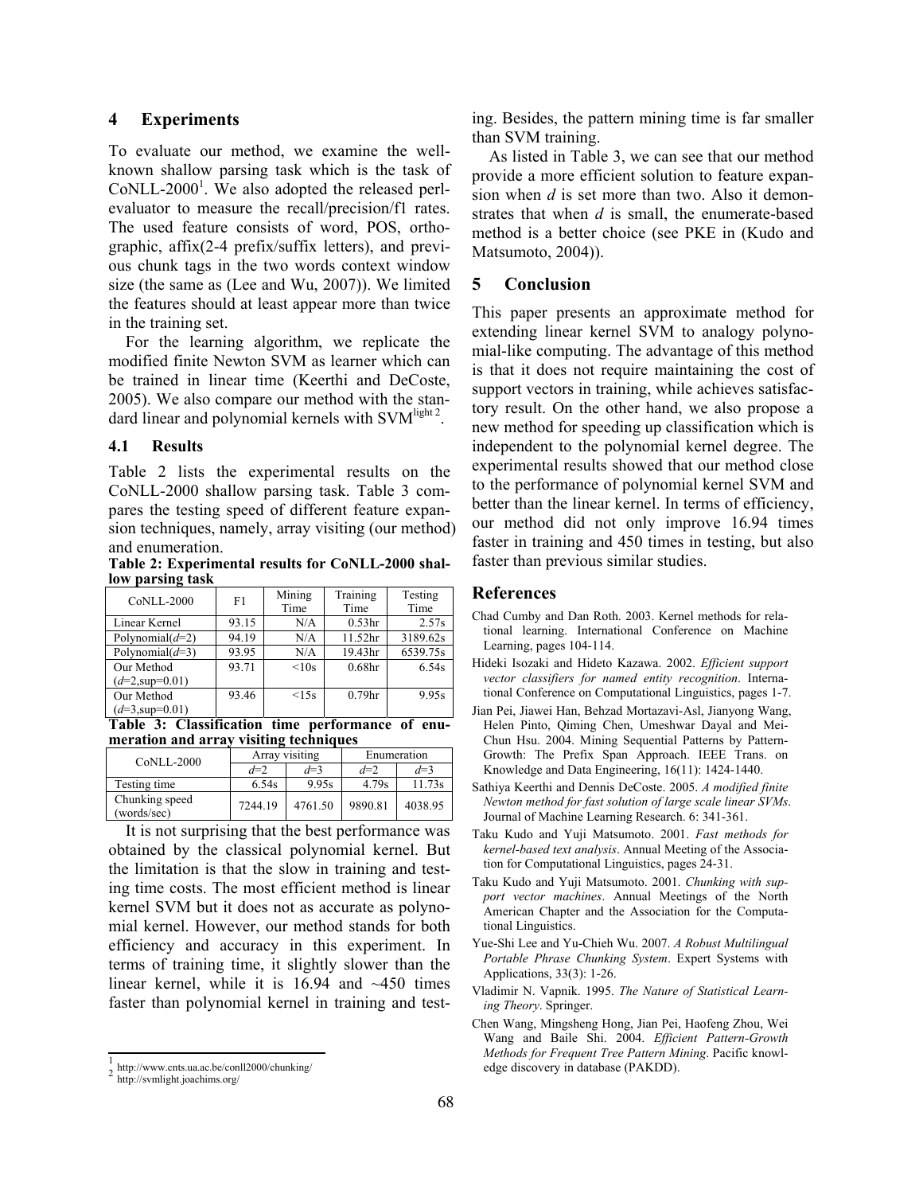## 4 Experiments

To evaluate our method, we examine the well-known shallow parsing task which is the task of CoNLL-2000[1]. We also adopted the released perl-evaluator to measure the recall/precision/f1 rates. The used feature consists of word, POS, orthographic, affix(2-4 prefix/suffix letters), and previous chunk tags in the two words context window size (the same as (Lee and Wu, 2007)). We limited the features should at least appear more than twice in the training set.

For the learning algorithm, we replicate the modified finite Newton SVM as learner which can be trained in linear time (Keerthi and DeCoste, 2005). We also compare our method with the standard linear and polynomial kernels with SVM[light 2].

### 4.1 Results

Table 2 lists the experimental results on the CoNLL-2000 shallow parsing task. Table 3 compares the testing speed of different feature expansion techniques, namely, array visiting (our method) and enumeration.

**Table 2: Experimental results for CoNLL-2000 shallow parsing task**

| CoNLL-2000 | F1 | Mining Time | Training Time | Testing Time |
|---|---|---|---|---|
| Linear Kernel | 93.15 | N/A | 0.53hr | 2.57s |
| Polynomial(*d*=2) | 94.19 | N/A | 11.52hr | 3189.62s |
| Polynomial(*d*=3) | 93.95 | N/A | 19.43hr | 6539.75s |
| Our Method (*d*=2,sup=0.01) | 93.71 | <10s | 0.68hr | 6.54s |
| Our Method (*d*=3,sup=0.01) | 93.46 | <15s | 0.79hr | 9.95s |

**Table 3: Classification time performance of enumeration and array visiting techniques**

| CoNLL-2000 | Array visiting | | Enumeration | |
|---|---|---|---|---|
| | *d*=2 | *d*=3 | *d*=2 | *d*=3 |
| Testing time | 6.54s | 9.95s | 4.79s | 11.73s |
| Chunking speed (words/sec) | 7244.19 | 4761.50 | 9890.81 | 4038.95 |

It is not surprising that the best performance was obtained by the classical polynomial kernel. But the limitation is that the slow in training and testing time costs. The most efficient method is linear kernel SVM but it does not as accurate as polynomial kernel. However, our method stands for both efficiency and accuracy in this experiment. In terms of training time, it slightly slower than the linear kernel, while it is 16.94 and ~450 times faster than polynomial kernel in training and testing. Besides, the pattern mining time is far smaller than SVM training.

As listed in Table 3, we can see that our method provide a more efficient solution to feature expansion when *d* is set more than two. Also it demonstrates that when *d* is small, the enumerate-based method is a better choice (see PKE in (Kudo and Matsumoto, 2004)).

## 5 Conclusion

This paper presents an approximate method for extending linear kernel SVM to analogy polynomial-like computing. The advantage of this method is that it does not require maintaining the cost of support vectors in training, while achieves satisfactory result. On the other hand, we also propose a new method for speeding up classification which is independent to the polynomial kernel degree. The experimental results showed that our method close to the performance of polynomial kernel SVM and better than the linear kernel. In terms of efficiency, our method did not only improve 16.94 times faster in training and 450 times in testing, but also faster than previous similar studies.

## References

Chad Cumby and Dan Roth. 2003. Kernel methods for relational learning. International Conference on Machine Learning, pages 104-114.

Hideki Isozaki and Hideto Kazawa. 2002. *Efficient support vector classifiers for named entity recognition*. International Conference on Computational Linguistics, pages 1-7.

Jian Pei, Jiawei Han, Behzad Mortazavi-Asl, Jianyong Wang, Helen Pinto, Qiming Chen, Umeshwar Dayal and Mei-Chun Hsu. 2004. Mining Sequential Patterns by Pattern-Growth: The Prefix Span Approach. IEEE Trans. on Knowledge and Data Engineering, 16(11): 1424-1440.

Sathiya Keerthi and Dennis DeCoste. 2005. *A modified finite Newton method for fast solution of large scale linear SVMs*. Journal of Machine Learning Research. 6: 341-361.

Taku Kudo and Yuji Matsumoto. 2001. *Fast methods for kernel-based text analysis*. Annual Meeting of the Association for Computational Linguistics, pages 24-31.

Taku Kudo and Yuji Matsumoto. 2001. *Chunking with support vector machines*. Annual Meetings of the North American Chapter and the Association for the Computational Linguistics.

Yue-Shi Lee and Yu-Chieh Wu. 2007. *A Robust Multilingual Portable Phrase Chunking System*. Expert Systems with Applications, 33(3): 1-26.

Vladimir N. Vapnik. 1995. *The Nature of Statistical Learning Theory*. Springer.

Chen Wang, Mingsheng Hong, Jian Pei, Haofeng Zhou, Wei Wang and Baile Shi. 2004. *Efficient Pattern-Growth Methods for Frequent Tree Pattern Mining*. Pacific knowledge discovery in database (PAKDD).

[1] http://www.cnts.ua.ac.be/conll2000/chunking/

[2] http://svmlight.joachims.org/